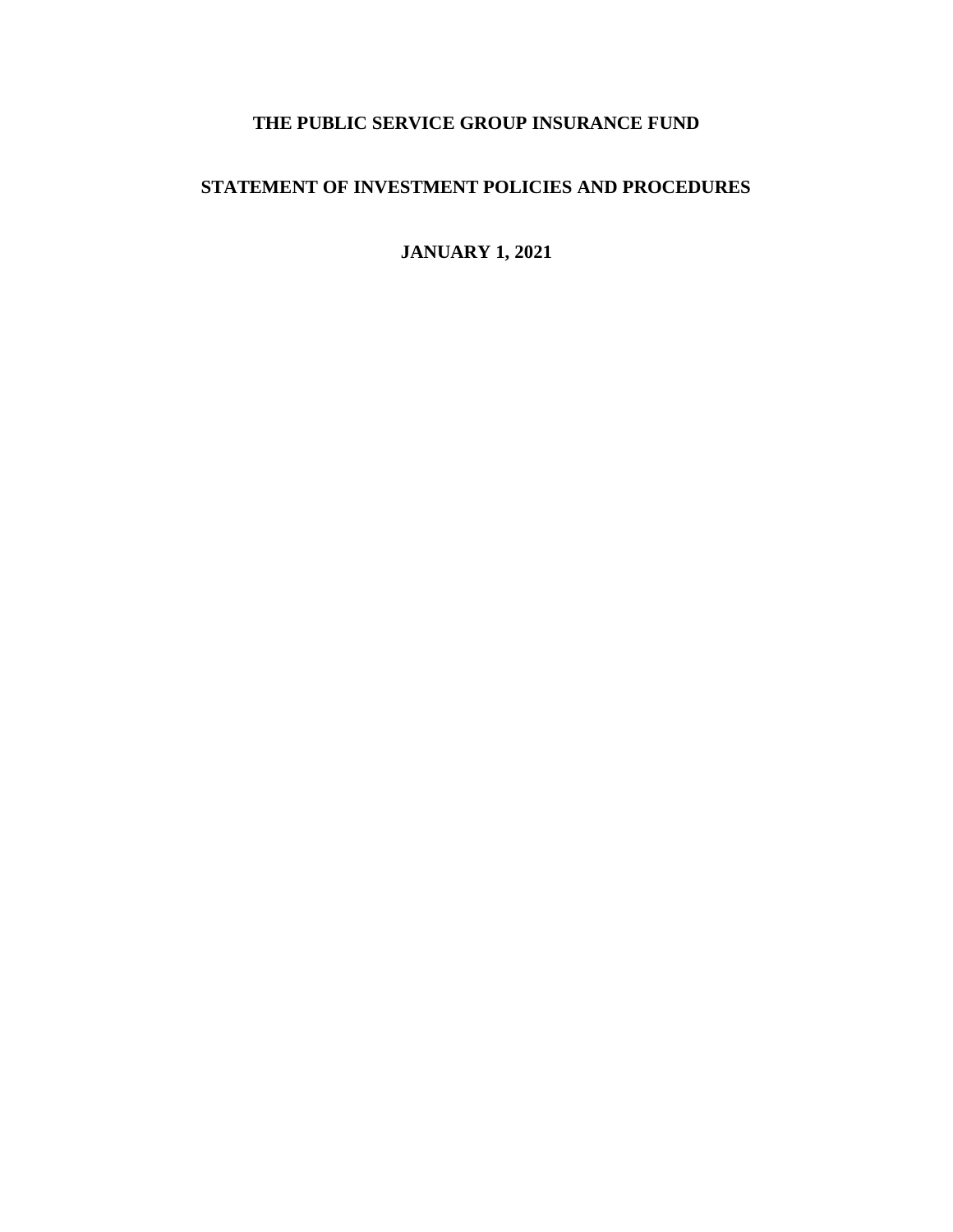# THE PUBLIC SERVICE GROUP INSURANCE FUND

## STATEMENT OF INVESTMENT POLICIES AND PROCEDURES

**JANUARY 1, 2021**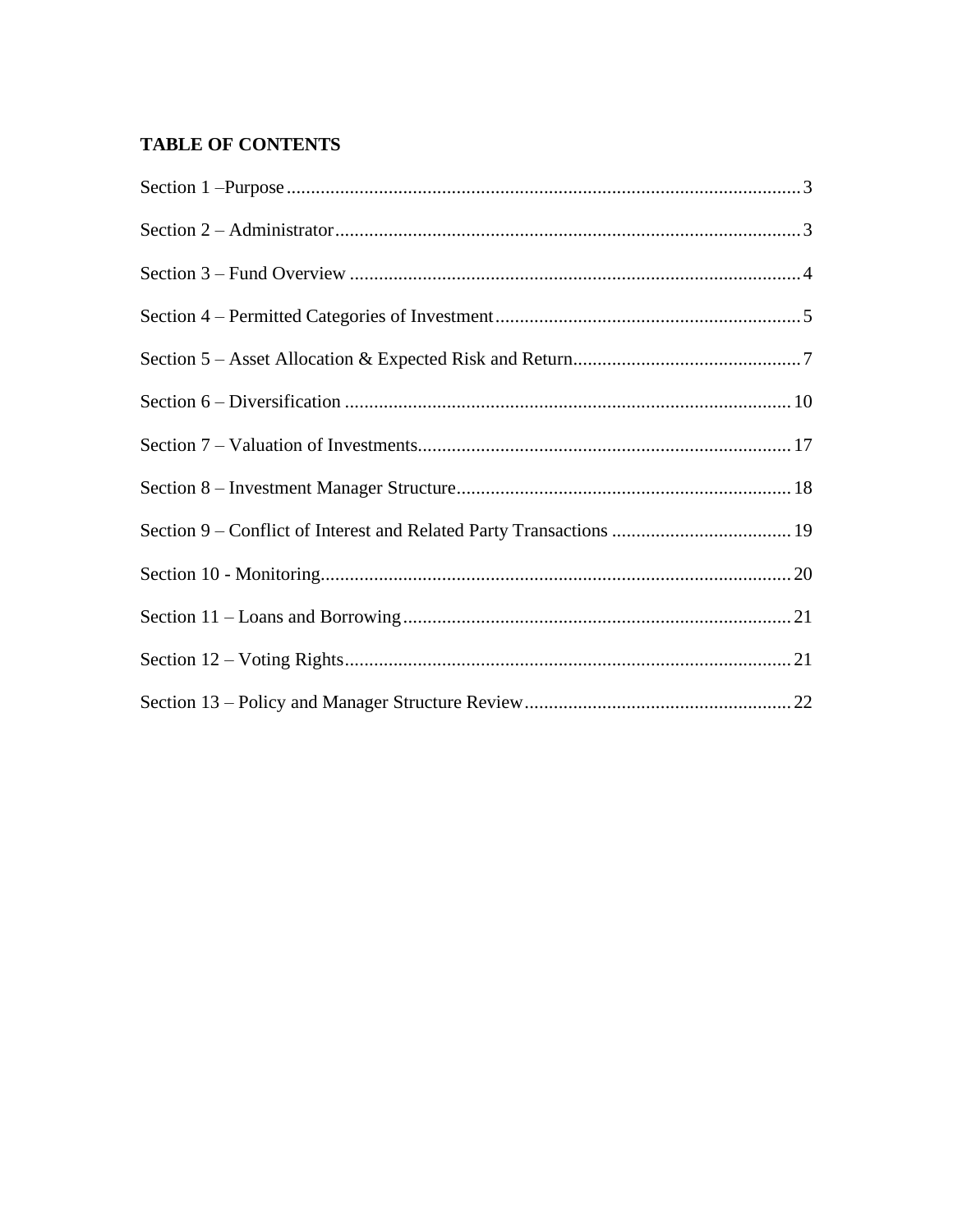**TABLE OF CONTENTS**

Section 1 –Purpose .......................................................................................................... 3

Section 2 – Administrator ............................................................................................... 3

Section 3 – Fund Overview ............................................................................................ 4

Section 4 – Permitted Categories of Investment .............................................................. 5

Section 5 – Asset Allocation & Expected Risk and Return............................................... 7

Section 6 – Diversification ........................................................................................... 10

Section 7 – Valuation of Investments............................................................................ 17

Section 8 – Investment Manager Structure..................................................................... 18

Section 9 – Conflict of Interest and Related Party Transactions ..................................... 19

Section 10 - Monitoring ................................................................................................ 20

Section 11 – Loans and Borrowing ................................................................................ 21

Section 12 – Voting Rights............................................................................................ 21

Section 13 – Policy and Manager Structure Review ....................................................... 22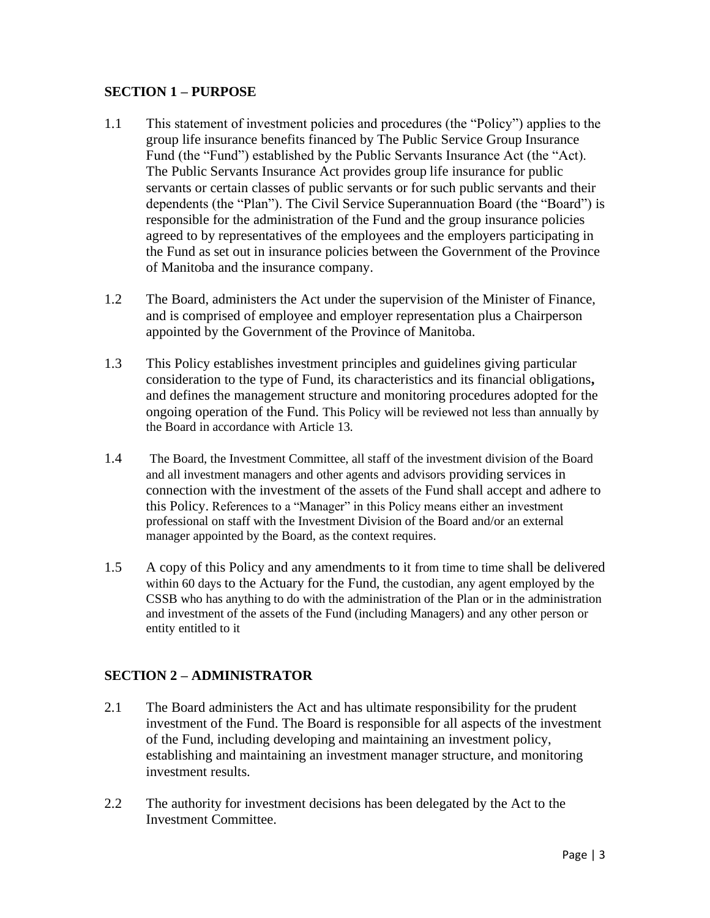## SECTION 1 – PURPOSE

1.1 This statement of investment policies and procedures (the "Policy") applies to the group life insurance benefits financed by The Public Service Group Insurance Fund (the "Fund") established by the Public Servants Insurance Act (the "Act). The Public Servants Insurance Act provides group life insurance for public servants or certain classes of public servants or for such public servants and their dependents (the "Plan"). The Civil Service Superannuation Board (the "Board") is responsible for the administration of the Fund and the group insurance policies agreed to by representatives of the employees and the employers participating in the Fund as set out in insurance policies between the Government of the Province of Manitoba and the insurance company.

1.2 The Board, administers the Act under the supervision of the Minister of Finance, and is comprised of employee and employer representation plus a Chairperson appointed by the Government of the Province of Manitoba.

1.3 This Policy establishes investment principles and guidelines giving particular consideration to the type of Fund, its characteristics and its financial obligations**,** and defines the management structure and monitoring procedures adopted for the ongoing operation of the Fund. This Policy will be reviewed not less than annually by the Board in accordance with Article 13.

1.4 The Board, the Investment Committee, all staff of the investment division of the Board and all investment managers and other agents and advisors providing services in connection with the investment of the assets of the Fund shall accept and adhere to this Policy. References to a "Manager" in this Policy means either an investment professional on staff with the Investment Division of the Board and/or an external manager appointed by the Board, as the context requires.

1.5 A copy of this Policy and any amendments to it from time to time shall be delivered within 60 days to the Actuary for the Fund, the custodian, any agent employed by the CSSB who has anything to do with the administration of the Plan or in the administration and investment of the assets of the Fund (including Managers) and any other person or entity entitled to it

## SECTION 2 – ADMINISTRATOR

2.1 The Board administers the Act and has ultimate responsibility for the prudent investment of the Fund. The Board is responsible for all aspects of the investment of the Fund, including developing and maintaining an investment policy, establishing and maintaining an investment manager structure, and monitoring investment results.

2.2 The authority for investment decisions has been delegated by the Act to the Investment Committee.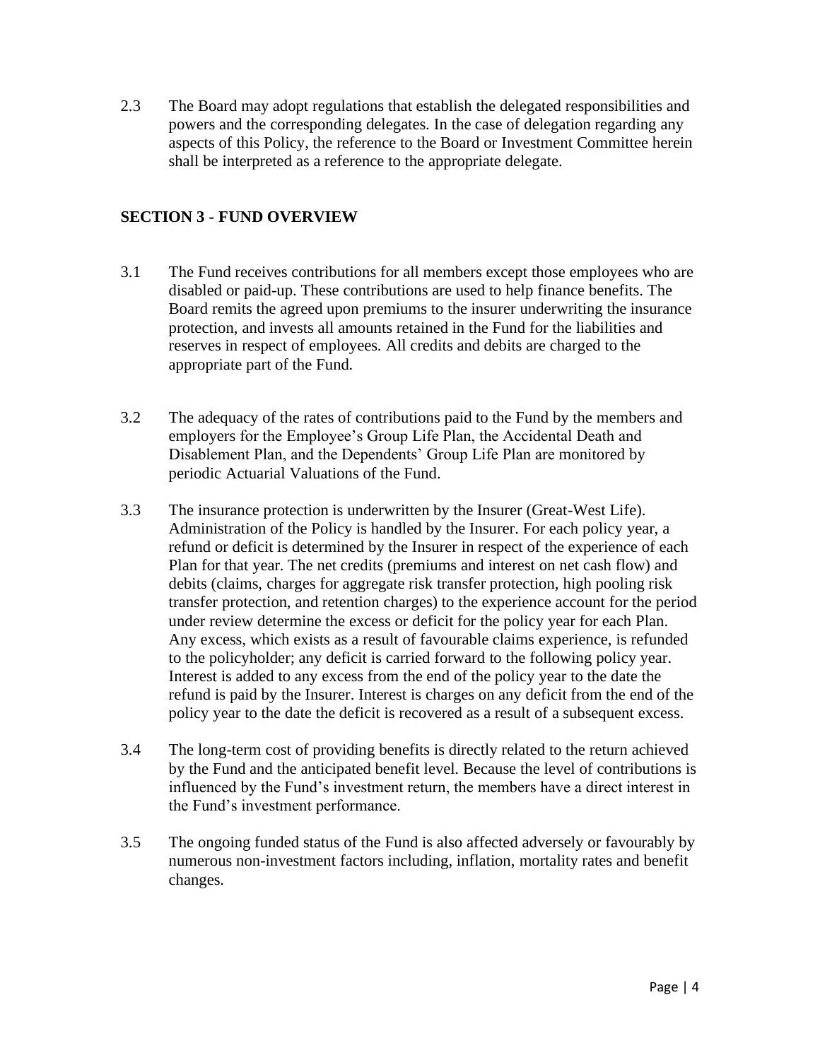2.3 The Board may adopt regulations that establish the delegated responsibilities and powers and the corresponding delegates. In the case of delegation regarding any aspects of this Policy, the reference to the Board or Investment Committee herein shall be interpreted as a reference to the appropriate delegate.

## SECTION 3 - FUND OVERVIEW

3.1 The Fund receives contributions for all members except those employees who are disabled or paid-up. These contributions are used to help finance benefits. The Board remits the agreed upon premiums to the insurer underwriting the insurance protection, and invests all amounts retained in the Fund for the liabilities and reserves in respect of employees. All credits and debits are charged to the appropriate part of the Fund.

3.2 The adequacy of the rates of contributions paid to the Fund by the members and employers for the Employee's Group Life Plan, the Accidental Death and Disablement Plan, and the Dependents' Group Life Plan are monitored by periodic Actuarial Valuations of the Fund.

3.3 The insurance protection is underwritten by the Insurer (Great-West Life). Administration of the Policy is handled by the Insurer. For each policy year, a refund or deficit is determined by the Insurer in respect of the experience of each Plan for that year. The net credits (premiums and interest on net cash flow) and debits (claims, charges for aggregate risk transfer protection, high pooling risk transfer protection, and retention charges) to the experience account for the period under review determine the excess or deficit for the policy year for each Plan. Any excess, which exists as a result of favourable claims experience, is refunded to the policyholder; any deficit is carried forward to the following policy year. Interest is added to any excess from the end of the policy year to the date the refund is paid by the Insurer. Interest is charges on any deficit from the end of the policy year to the date the deficit is recovered as a result of a subsequent excess.

3.4 The long-term cost of providing benefits is directly related to the return achieved by the Fund and the anticipated benefit level. Because the level of contributions is influenced by the Fund's investment return, the members have a direct interest in the Fund's investment performance.

3.5 The ongoing funded status of the Fund is also affected adversely or favourably by numerous non-investment factors including, inflation, mortality rates and benefit changes.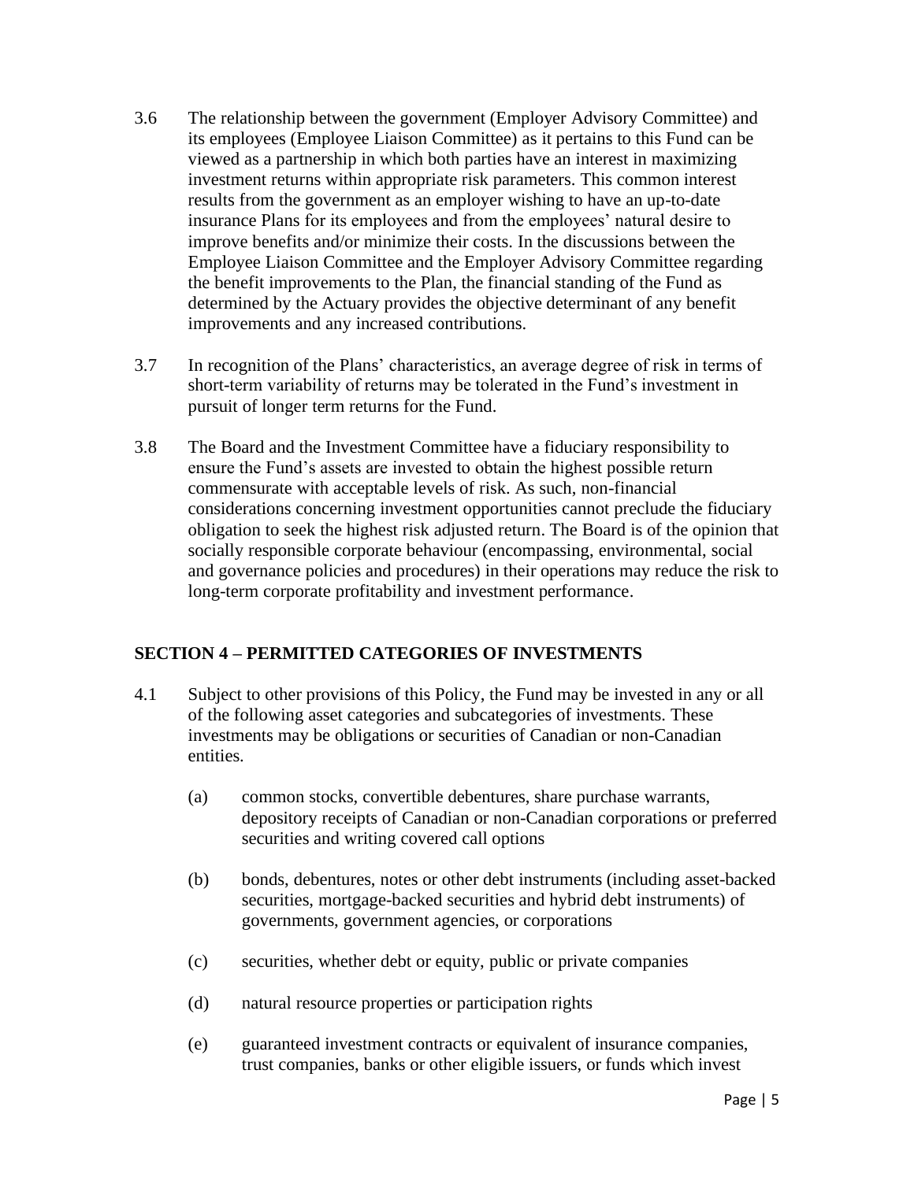3.6 The relationship between the government (Employer Advisory Committee) and its employees (Employee Liaison Committee) as it pertains to this Fund can be viewed as a partnership in which both parties have an interest in maximizing investment returns within appropriate risk parameters. This common interest results from the government as an employer wishing to have an up-to-date insurance Plans for its employees and from the employees' natural desire to improve benefits and/or minimize their costs. In the discussions between the Employee Liaison Committee and the Employer Advisory Committee regarding the benefit improvements to the Plan, the financial standing of the Fund as determined by the Actuary provides the objective determinant of any benefit improvements and any increased contributions.

3.7 In recognition of the Plans' characteristics, an average degree of risk in terms of short-term variability of returns may be tolerated in the Fund's investment in pursuit of longer term returns for the Fund.

3.8 The Board and the Investment Committee have a fiduciary responsibility to ensure the Fund's assets are invested to obtain the highest possible return commensurate with acceptable levels of risk. As such, non-financial considerations concerning investment opportunities cannot preclude the fiduciary obligation to seek the highest risk adjusted return. The Board is of the opinion that socially responsible corporate behaviour (encompassing, environmental, social and governance policies and procedures) in their operations may reduce the risk to long-term corporate profitability and investment performance.

## SECTION 4 – PERMITTED CATEGORIES OF INVESTMENTS

4.1 Subject to other provisions of this Policy, the Fund may be invested in any or all of the following asset categories and subcategories of investments. These investments may be obligations or securities of Canadian or non-Canadian entities.

(a) common stocks, convertible debentures, share purchase warrants, depository receipts of Canadian or non-Canadian corporations or preferred securities and writing covered call options

(b) bonds, debentures, notes or other debt instruments (including asset-backed securities, mortgage-backed securities and hybrid debt instruments) of governments, government agencies, or corporations

(c) securities, whether debt or equity, public or private companies

(d) natural resource properties or participation rights

(e) guaranteed investment contracts or equivalent of insurance companies, trust companies, banks or other eligible issuers, or funds which invest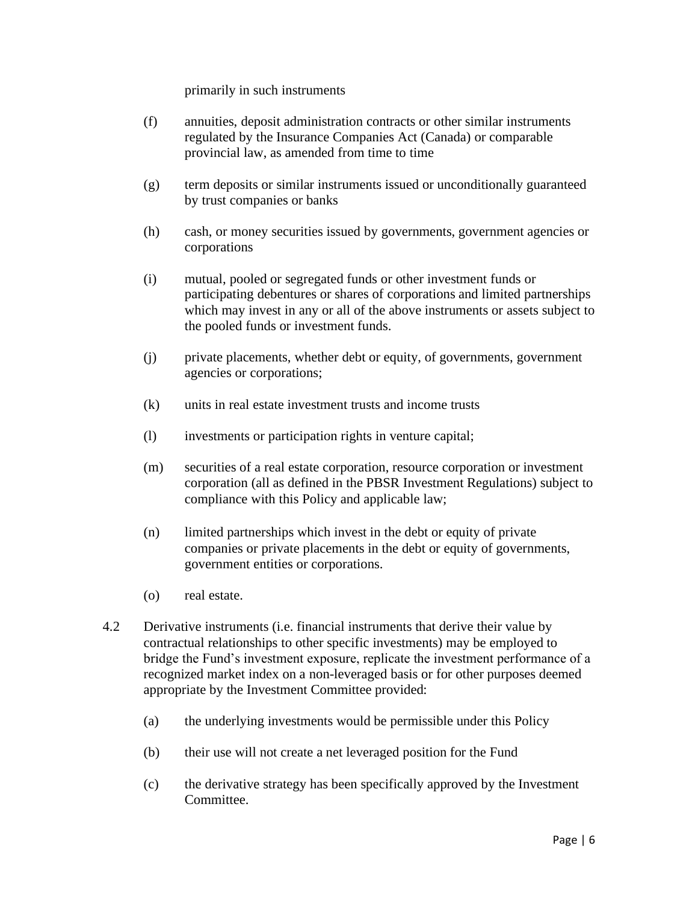primarily in such instruments

(f) annuities, deposit administration contracts or other similar instruments regulated by the Insurance Companies Act (Canada) or comparable provincial law, as amended from time to time

(g) term deposits or similar instruments issued or unconditionally guaranteed by trust companies or banks

(h) cash, or money securities issued by governments, government agencies or corporations

(i) mutual, pooled or segregated funds or other investment funds or participating debentures or shares of corporations and limited partnerships which may invest in any or all of the above instruments or assets subject to the pooled funds or investment funds.

(j) private placements, whether debt or equity, of governments, government agencies or corporations;

(k) units in real estate investment trusts and income trusts

(l) investments or participation rights in venture capital;

(m) securities of a real estate corporation, resource corporation or investment corporation (all as defined in the PBSR Investment Regulations) subject to compliance with this Policy and applicable law;

(n) limited partnerships which invest in the debt or equity of private companies or private placements in the debt or equity of governments, government entities or corporations.

(o) real estate.

4.2 Derivative instruments (i.e. financial instruments that derive their value by contractual relationships to other specific investments) may be employed to bridge the Fund's investment exposure, replicate the investment performance of a recognized market index on a non-leveraged basis or for other purposes deemed appropriate by the Investment Committee provided:

(a) the underlying investments would be permissible under this Policy

(b) their use will not create a net leveraged position for the Fund

(c) the derivative strategy has been specifically approved by the Investment Committee.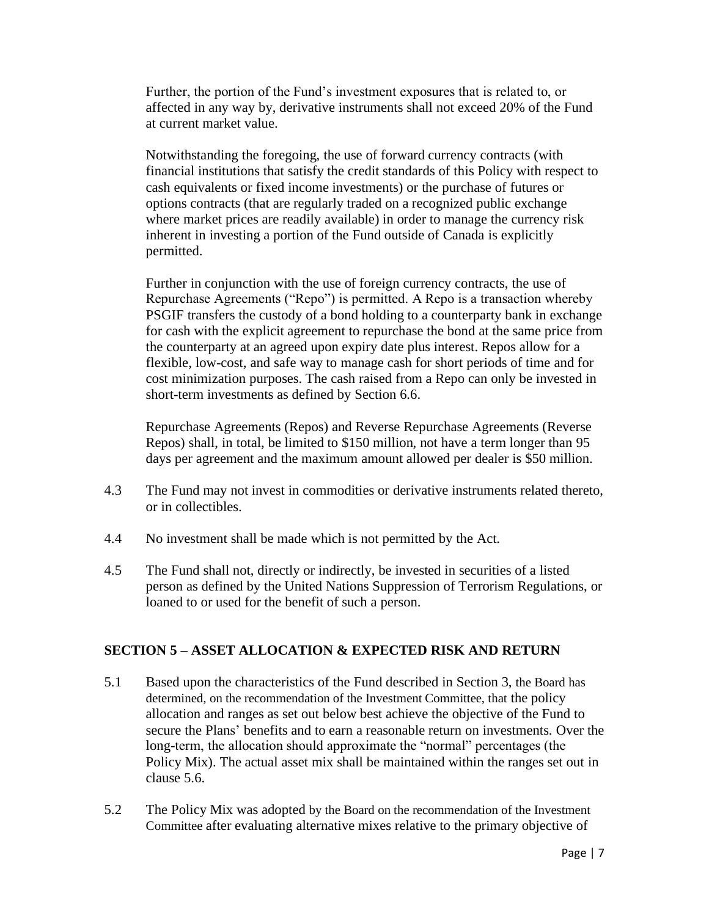Further, the portion of the Fund's investment exposures that is related to, or affected in any way by, derivative instruments shall not exceed 20% of the Fund at current market value.

Notwithstanding the foregoing, the use of forward currency contracts (with financial institutions that satisfy the credit standards of this Policy with respect to cash equivalents or fixed income investments) or the purchase of futures or options contracts (that are regularly traded on a recognized public exchange where market prices are readily available) in order to manage the currency risk inherent in investing a portion of the Fund outside of Canada is explicitly permitted.

Further in conjunction with the use of foreign currency contracts, the use of Repurchase Agreements ("Repo") is permitted. A Repo is a transaction whereby PSGIF transfers the custody of a bond holding to a counterparty bank in exchange for cash with the explicit agreement to repurchase the bond at the same price from the counterparty at an agreed upon expiry date plus interest. Repos allow for a flexible, low-cost, and safe way to manage cash for short periods of time and for cost minimization purposes. The cash raised from a Repo can only be invested in short-term investments as defined by Section 6.6.

Repurchase Agreements (Repos) and Reverse Repurchase Agreements (Reverse Repos) shall, in total, be limited to $150 million, not have a term longer than 95 days per agreement and the maximum amount allowed per dealer is $50 million.

4.3 The Fund may not invest in commodities or derivative instruments related thereto, or in collectibles.

4.4 No investment shall be made which is not permitted by the Act.

4.5 The Fund shall not, directly or indirectly, be invested in securities of a listed person as defined by the United Nations Suppression of Terrorism Regulations, or loaned to or used for the benefit of such a person.

## SECTION 5 – ASSET ALLOCATION & EXPECTED RISK AND RETURN

5.1 Based upon the characteristics of the Fund described in Section 3, the Board has determined, on the recommendation of the Investment Committee, that the policy allocation and ranges as set out below best achieve the objective of the Fund to secure the Plans' benefits and to earn a reasonable return on investments. Over the long-term, the allocation should approximate the "normal" percentages (the Policy Mix). The actual asset mix shall be maintained within the ranges set out in clause 5.6.

5.2 The Policy Mix was adopted by the Board on the recommendation of the Investment Committee after evaluating alternative mixes relative to the primary objective of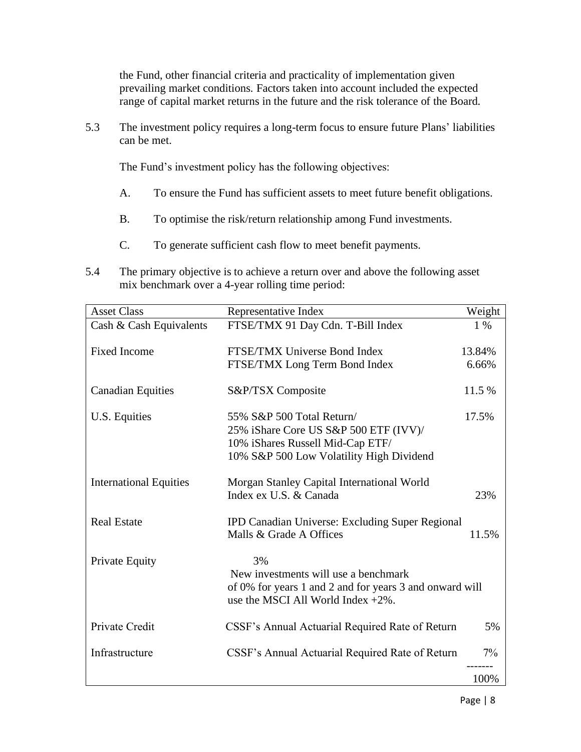the Fund, other financial criteria and practicality of implementation given prevailing market conditions. Factors taken into account included the expected range of capital market returns in the future and the risk tolerance of the Board.

5.3 The investment policy requires a long-term focus to ensure future Plans' liabilities can be met.

The Fund's investment policy has the following objectives:

A. To ensure the Fund has sufficient assets to meet future benefit obligations.

B. To optimise the risk/return relationship among Fund investments.

C. To generate sufficient cash flow to meet benefit payments.

5.4 The primary objective is to achieve a return over and above the following asset mix benchmark over a 4-year rolling time period:

| Asset Class | Representative Index | Weight |
|---|---|---|
| Cash & Cash Equivalents | FTSE/TMX 91 Day Cdn. T-Bill Index | 1 % |
| Fixed Income | FTSE/TMX Universe Bond Index<br>FTSE/TMX Long Term Bond Index | 13.84%<br>6.66% |
| Canadian Equities | S&P/TSX Composite | 11.5 % |
| U.S. Equities | 55% S&P 500 Total Return/<br>25% iShare Core US S&P 500 ETF (IVV)/<br>10% iShares Russell Mid-Cap ETF/<br>10% S&P 500 Low Volatility High Dividend | 17.5% |
| International Equities | Morgan Stanley Capital International World Index ex U.S. & Canada | 23% |
| Real Estate | IPD Canadian Universe: Excluding Super Regional Malls & Grade A Offices | 11.5% |
| Private Equity | 3%<br>New investments will use a benchmark of 0% for years 1 and 2 and for years 3 and onward will use the MSCI All World Index +2%. | |
| Private Credit | CSSF's Annual Actuarial Required Rate of Return | 5% |
| Infrastructure | CSSF's Annual Actuarial Required Rate of Return | 7% |
| | | 100% |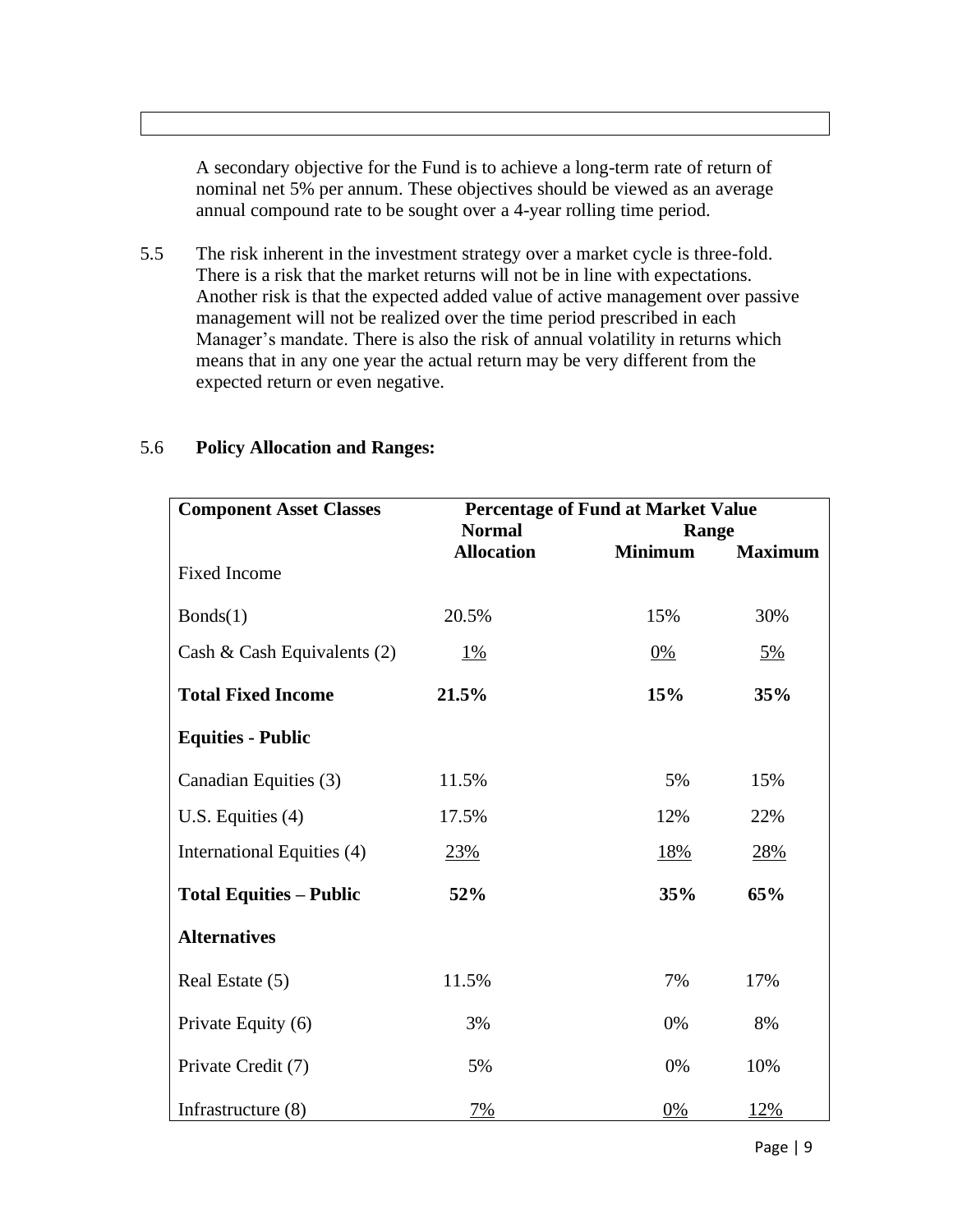A secondary objective for the Fund is to achieve a long-term rate of return of nominal net 5% per annum. These objectives should be viewed as an average annual compound rate to be sought over a 4-year rolling time period.

5.5 The risk inherent in the investment strategy over a market cycle is three-fold. There is a risk that the market returns will not be in line with expectations. Another risk is that the expected added value of active management over passive management will not be realized over the time period prescribed in each Manager's mandate. There is also the risk of annual volatility in returns which means that in any one year the actual return may be very different from the expected return or even negative.

5.6 **Policy Allocation and Ranges:**

| **Component Asset Classes** | **Percentage of Fund at Market Value** | | |
|---|---|---|---|
| | **Normal Allocation** | **Range Minimum** | **Maximum** |
| Fixed Income | | | |
| Bonds(1) | 20.5% | 15% | 30% |
| Cash & Cash Equivalents (2) | 1% | 0% | 5% |
| **Total Fixed Income** | **21.5%** | **15%** | **35%** |
| **Equities - Public** | | | |
| Canadian Equities (3) | 11.5% | 5% | 15% |
| U.S. Equities (4) | 17.5% | 12% | 22% |
| International Equities (4) | 23% | 18% | 28% |
| **Total Equities – Public** | **52%** | **35%** | **65%** |
| **Alternatives** | | | |
| Real Estate (5) | 11.5% | 7% | 17% |
| Private Equity (6) | 3% | 0% | 8% |
| Private Credit (7) | 5% | 0% | 10% |
| Infrastructure (8) | 7% | 0% | 12% |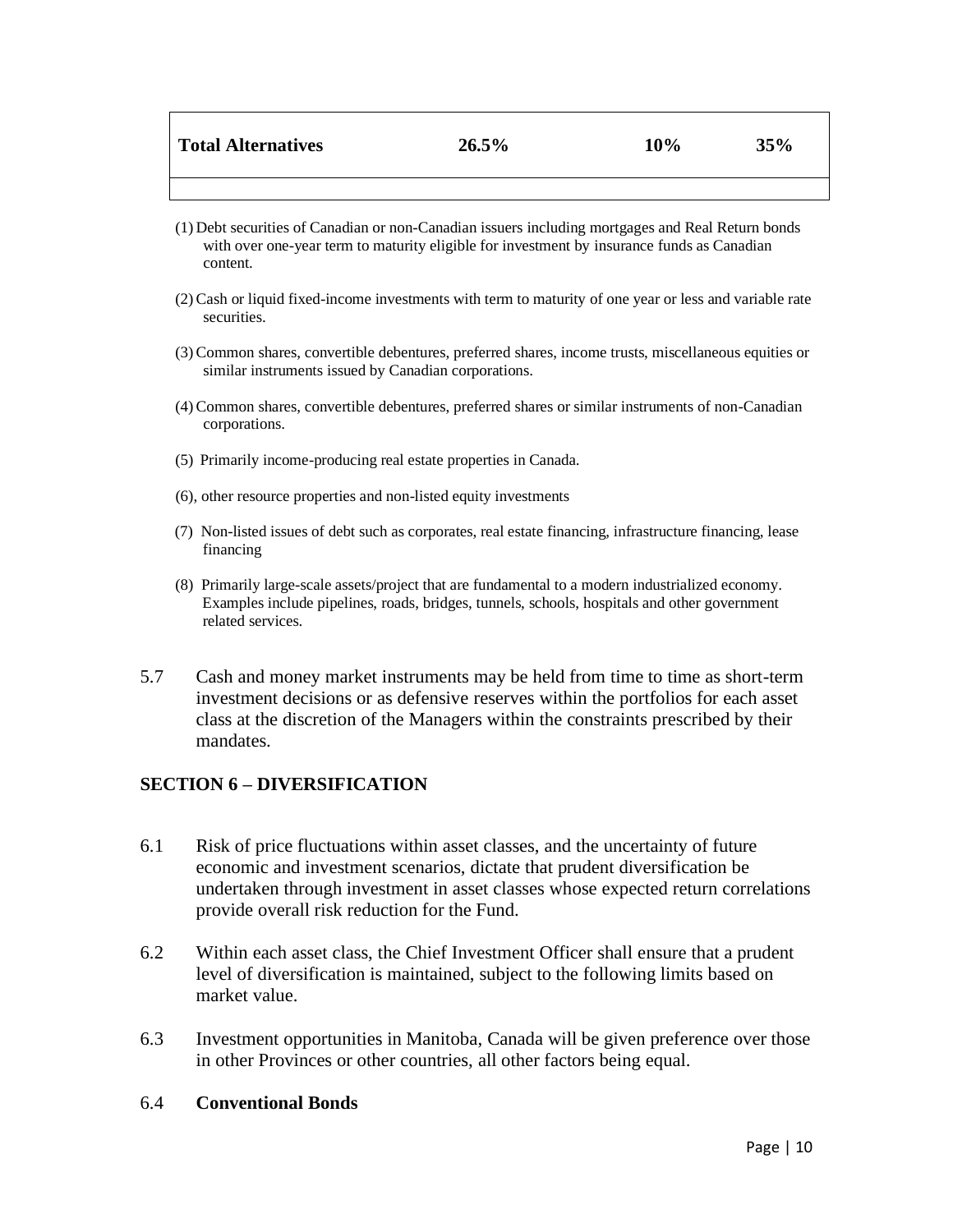| Total Alternatives | 26.5% | 10% | 35% |
|---|---|---|---|
| | | | |

(1) Debt securities of Canadian or non-Canadian issuers including mortgages and Real Return bonds with over one-year term to maturity eligible for investment by insurance funds as Canadian content.

(2) Cash or liquid fixed-income investments with term to maturity of one year or less and variable rate securities.

(3) Common shares, convertible debentures, preferred shares, income trusts, miscellaneous equities or similar instruments issued by Canadian corporations.

(4) Common shares, convertible debentures, preferred shares or similar instruments of non-Canadian corporations.

(5) Primarily income-producing real estate properties in Canada.

(6), other resource properties and non-listed equity investments

(7) Non-listed issues of debt such as corporates, real estate financing, infrastructure financing, lease financing

(8) Primarily large-scale assets/project that are fundamental to a modern industrialized economy. Examples include pipelines, roads, bridges, tunnels, schools, hospitals and other government related services.

5.7 Cash and money market instruments may be held from time to time as short-term investment decisions or as defensive reserves within the portfolios for each asset class at the discretion of the Managers within the constraints prescribed by their mandates.

## SECTION 6 – DIVERSIFICATION

6.1 Risk of price fluctuations within asset classes, and the uncertainty of future economic and investment scenarios, dictate that prudent diversification be undertaken through investment in asset classes whose expected return correlations provide overall risk reduction for the Fund.

6.2 Within each asset class, the Chief Investment Officer shall ensure that a prudent level of diversification is maintained, subject to the following limits based on market value.

6.3 Investment opportunities in Manitoba, Canada will be given preference over those in other Provinces or other countries, all other factors being equal.

6.4 **Conventional Bonds**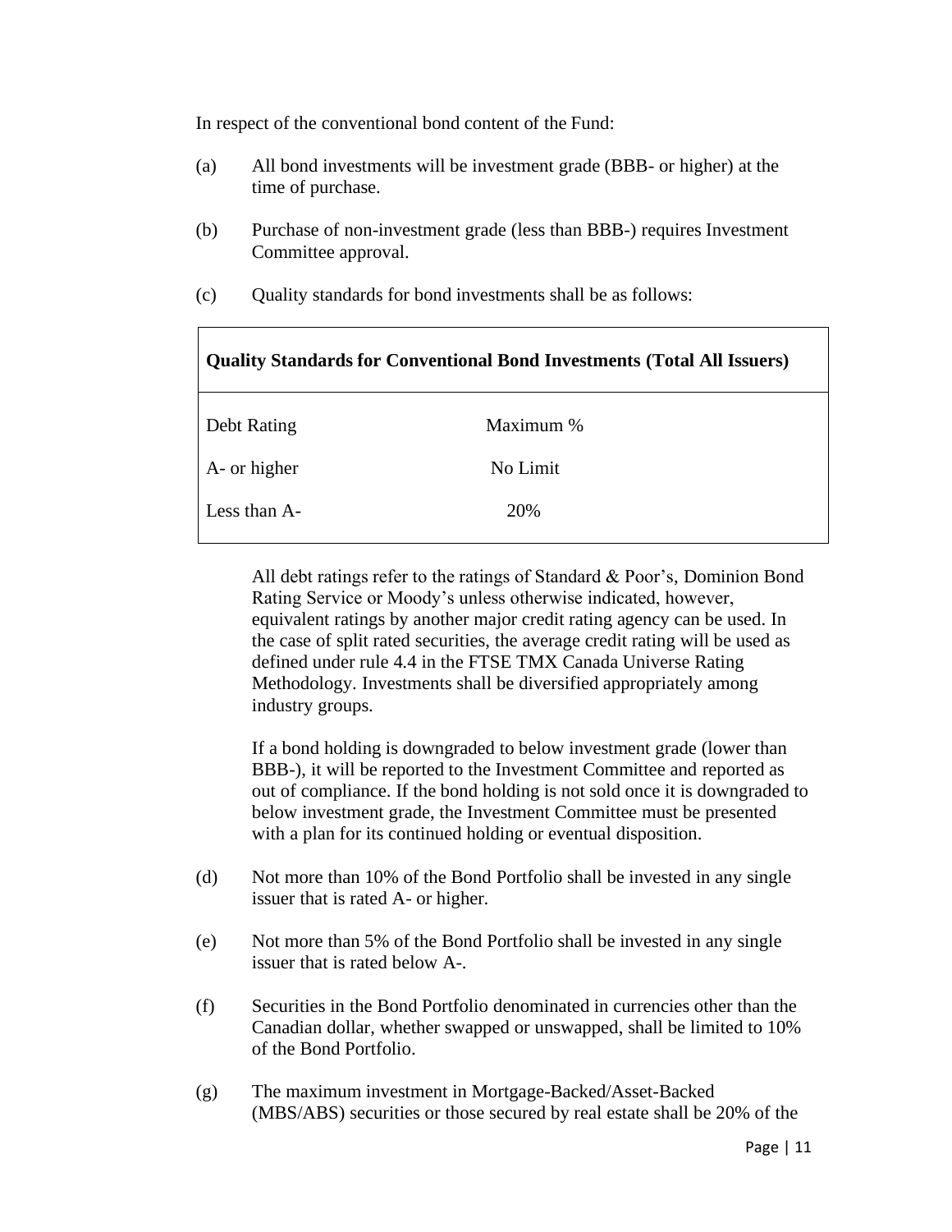In respect of the conventional bond content of the Fund:

(a) All bond investments will be investment grade (BBB- or higher) at the time of purchase.

(b) Purchase of non-investment grade (less than BBB-) requires Investment Committee approval.

(c) Quality standards for bond investments shall be as follows:

| **Quality Standards for Conventional Bond Investments (Total All Issuers)** | |
|---|---|
| Debt Rating | Maximum % |
| A- or higher | No Limit |
| Less than A- | 20% |

All debt ratings refer to the ratings of Standard & Poor's, Dominion Bond Rating Service or Moody's unless otherwise indicated, however, equivalent ratings by another major credit rating agency can be used. In the case of split rated securities, the average credit rating will be used as defined under rule 4.4 in the FTSE TMX Canada Universe Rating Methodology. Investments shall be diversified appropriately among industry groups.

If a bond holding is downgraded to below investment grade (lower than BBB-), it will be reported to the Investment Committee and reported as out of compliance. If the bond holding is not sold once it is downgraded to below investment grade, the Investment Committee must be presented with a plan for its continued holding or eventual disposition.

(d) Not more than 10% of the Bond Portfolio shall be invested in any single issuer that is rated A- or higher.

(e) Not more than 5% of the Bond Portfolio shall be invested in any single issuer that is rated below A-.

(f) Securities in the Bond Portfolio denominated in currencies other than the Canadian dollar, whether swapped or unswapped, shall be limited to 10% of the Bond Portfolio.

(g) The maximum investment in Mortgage-Backed/Asset-Backed (MBS/ABS) securities or those secured by real estate shall be 20% of the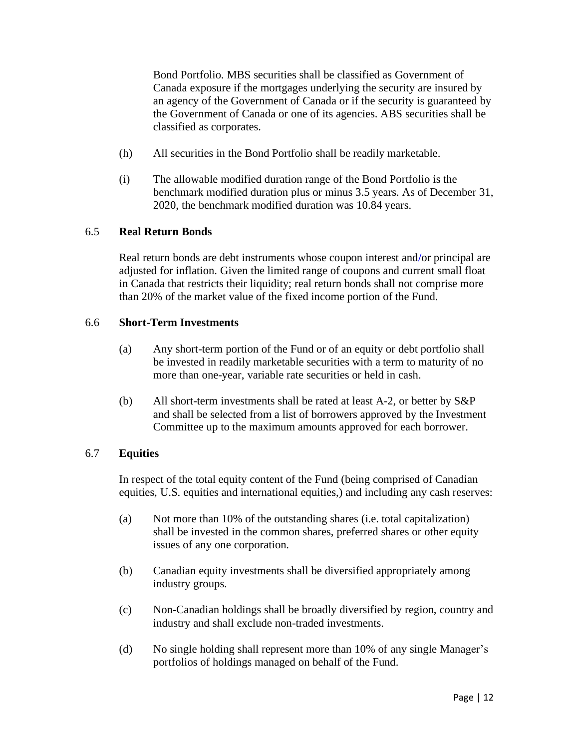Bond Portfolio. MBS securities shall be classified as Government of Canada exposure if the mortgages underlying the security are insured by an agency of the Government of Canada or if the security is guaranteed by the Government of Canada or one of its agencies. ABS securities shall be classified as corporates.

(h) All securities in the Bond Portfolio shall be readily marketable.

(i) The allowable modified duration range of the Bond Portfolio is the benchmark modified duration plus or minus 3.5 years. As of December 31, 2020, the benchmark modified duration was 10.84 years.

## 6.5 **Real Return Bonds**

Real return bonds are debt instruments whose coupon interest and/or principal are adjusted for inflation. Given the limited range of coupons and current small float in Canada that restricts their liquidity; real return bonds shall not comprise more than 20% of the market value of the fixed income portion of the Fund.

## 6.6 **Short-Term Investments**

(a) Any short-term portion of the Fund or of an equity or debt portfolio shall be invested in readily marketable securities with a term to maturity of no more than one-year, variable rate securities or held in cash.

(b) All short-term investments shall be rated at least A-2, or better by S&P and shall be selected from a list of borrowers approved by the Investment Committee up to the maximum amounts approved for each borrower.

## 6.7 **Equities**

In respect of the total equity content of the Fund (being comprised of Canadian equities, U.S. equities and international equities,) and including any cash reserves:

(a) Not more than 10% of the outstanding shares (i.e. total capitalization) shall be invested in the common shares, preferred shares or other equity issues of any one corporation.

(b) Canadian equity investments shall be diversified appropriately among industry groups.

(c) Non-Canadian holdings shall be broadly diversified by region, country and industry and shall exclude non-traded investments.

(d) No single holding shall represent more than 10% of any single Manager's portfolios of holdings managed on behalf of the Fund.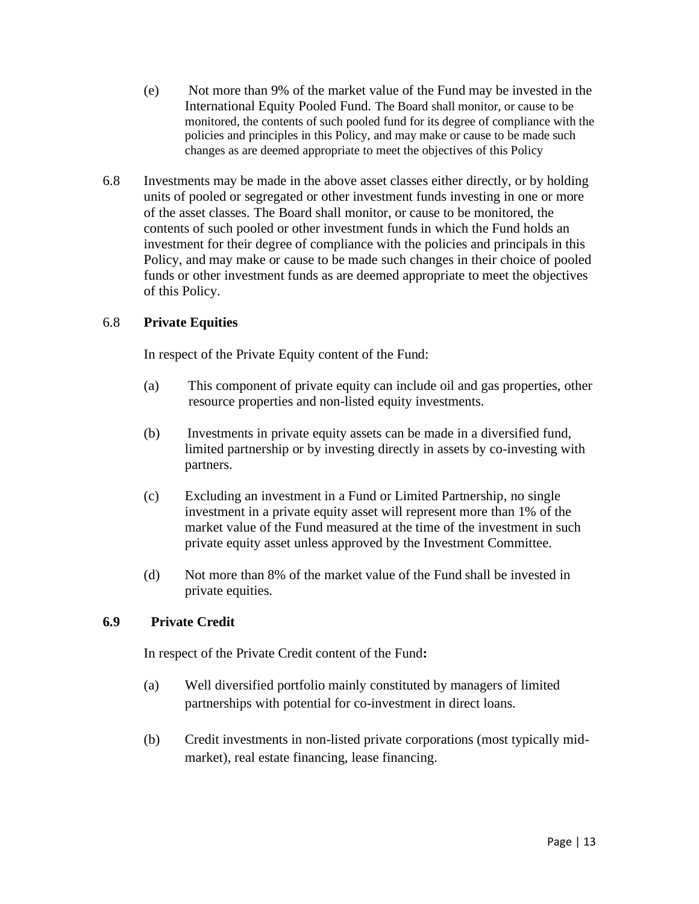(e) Not more than 9% of the market value of the Fund may be invested in the International Equity Pooled Fund. The Board shall monitor, or cause to be monitored, the contents of such pooled fund for its degree of compliance with the policies and principles in this Policy, and may make or cause to be made such changes as are deemed appropriate to meet the objectives of this Policy

6.8 Investments may be made in the above asset classes either directly, or by holding units of pooled or segregated or other investment funds investing in one or more of the asset classes. The Board shall monitor, or cause to be monitored, the contents of such pooled or other investment funds in which the Fund holds an investment for their degree of compliance with the policies and principals in this Policy, and may make or cause to be made such changes in their choice of pooled funds or other investment funds as are deemed appropriate to meet the objectives of this Policy.

### 6.8 **Private Equities**

In respect of the Private Equity content of the Fund:

(a) This component of private equity can include oil and gas properties, other resource properties and non-listed equity investments.

(b) Investments in private equity assets can be made in a diversified fund, limited partnership or by investing directly in assets by co-investing with partners.

(c) Excluding an investment in a Fund or Limited Partnership, no single investment in a private equity asset will represent more than 1% of the market value of the Fund measured at the time of the investment in such private equity asset unless approved by the Investment Committee.

(d) Not more than 8% of the market value of the Fund shall be invested in private equities.

### **6.9 Private Credit**

In respect of the Private Credit content of the Fund**:**

(a) Well diversified portfolio mainly constituted by managers of limited partnerships with potential for co-investment in direct loans.

(b) Credit investments in non-listed private corporations (most typically mid-market), real estate financing, lease financing.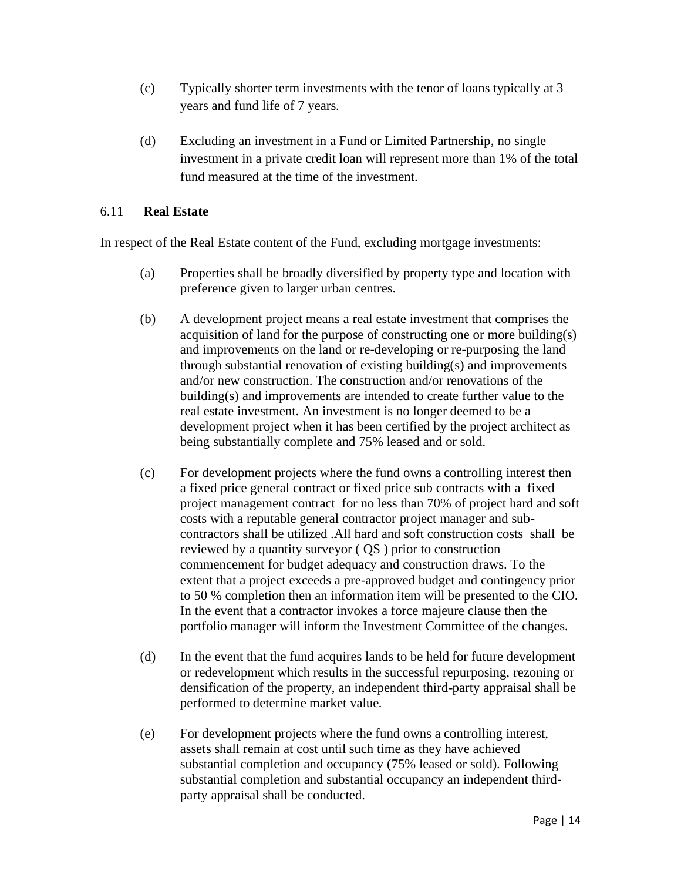(c) Typically shorter term investments with the tenor of loans typically at 3 years and fund life of 7 years.

(d) Excluding an investment in a Fund or Limited Partnership, no single investment in a private credit loan will represent more than 1% of the total fund measured at the time of the investment.

### 6.11 **Real Estate**

In respect of the Real Estate content of the Fund, excluding mortgage investments:

(a) Properties shall be broadly diversified by property type and location with preference given to larger urban centres.

(b) A development project means a real estate investment that comprises the acquisition of land for the purpose of constructing one or more building(s) and improvements on the land or re-developing or re-purposing the land through substantial renovation of existing building(s) and improvements and/or new construction. The construction and/or renovations of the building(s) and improvements are intended to create further value to the real estate investment. An investment is no longer deemed to be a development project when it has been certified by the project architect as being substantially complete and 75% leased and or sold.

(c) For development projects where the fund owns a controlling interest then a fixed price general contract or fixed price sub contracts with a fixed project management contract for no less than 70% of project hard and soft costs with a reputable general contractor project manager and sub-contractors shall be utilized .All hard and soft construction costs shall be reviewed by a quantity surveyor ( QS ) prior to construction commencement for budget adequacy and construction draws. To the extent that a project exceeds a pre-approved budget and contingency prior to 50 % completion then an information item will be presented to the CIO. In the event that a contractor invokes a force majeure clause then the portfolio manager will inform the Investment Committee of the changes.

(d) In the event that the fund acquires lands to be held for future development or redevelopment which results in the successful repurposing, rezoning or densification of the property, an independent third-party appraisal shall be performed to determine market value.

(e) For development projects where the fund owns a controlling interest, assets shall remain at cost until such time as they have achieved substantial completion and occupancy (75% leased or sold). Following substantial completion and substantial occupancy an independent third-party appraisal shall be conducted.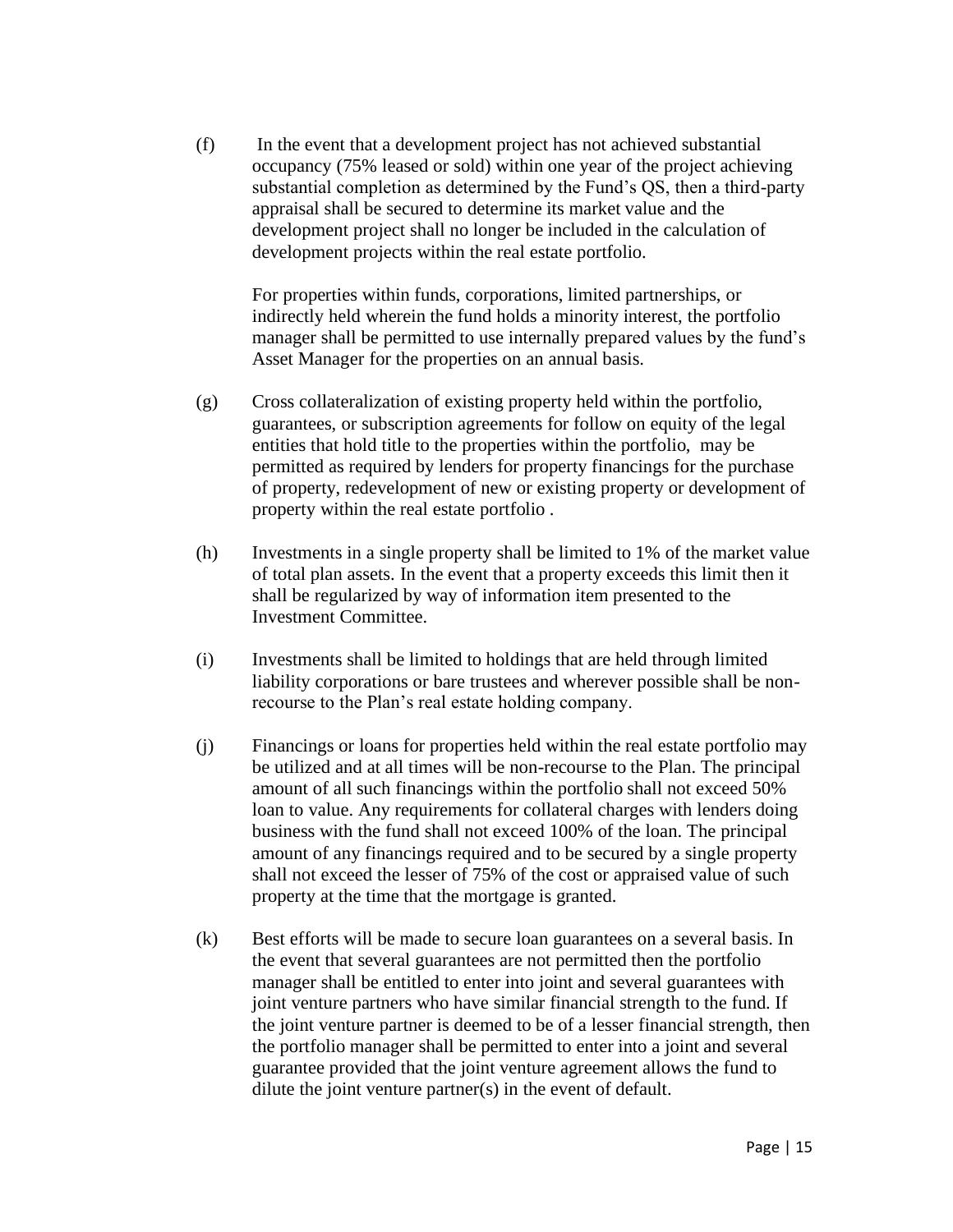(f) In the event that a development project has not achieved substantial occupancy (75% leased or sold) within one year of the project achieving substantial completion as determined by the Fund's QS, then a third-party appraisal shall be secured to determine its market value and the development project shall no longer be included in the calculation of development projects within the real estate portfolio.

For properties within funds, corporations, limited partnerships, or indirectly held wherein the fund holds a minority interest, the portfolio manager shall be permitted to use internally prepared values by the fund's Asset Manager for the properties on an annual basis.

(g) Cross collateralization of existing property held within the portfolio, guarantees, or subscription agreements for follow on equity of the legal entities that hold title to the properties within the portfolio, may be permitted as required by lenders for property financings for the purchase of property, redevelopment of new or existing property or development of property within the real estate portfolio .

(h) Investments in a single property shall be limited to 1% of the market value of total plan assets. In the event that a property exceeds this limit then it shall be regularized by way of information item presented to the Investment Committee.

(i) Investments shall be limited to holdings that are held through limited liability corporations or bare trustees and wherever possible shall be non-recourse to the Plan's real estate holding company.

(j) Financings or loans for properties held within the real estate portfolio may be utilized and at all times will be non-recourse to the Plan. The principal amount of all such financings within the portfolio shall not exceed 50% loan to value. Any requirements for collateral charges with lenders doing business with the fund shall not exceed 100% of the loan. The principal amount of any financings required and to be secured by a single property shall not exceed the lesser of 75% of the cost or appraised value of such property at the time that the mortgage is granted.

(k) Best efforts will be made to secure loan guarantees on a several basis. In the event that several guarantees are not permitted then the portfolio manager shall be entitled to enter into joint and several guarantees with joint venture partners who have similar financial strength to the fund. If the joint venture partner is deemed to be of a lesser financial strength, then the portfolio manager shall be permitted to enter into a joint and several guarantee provided that the joint venture agreement allows the fund to dilute the joint venture partner(s) in the event of default.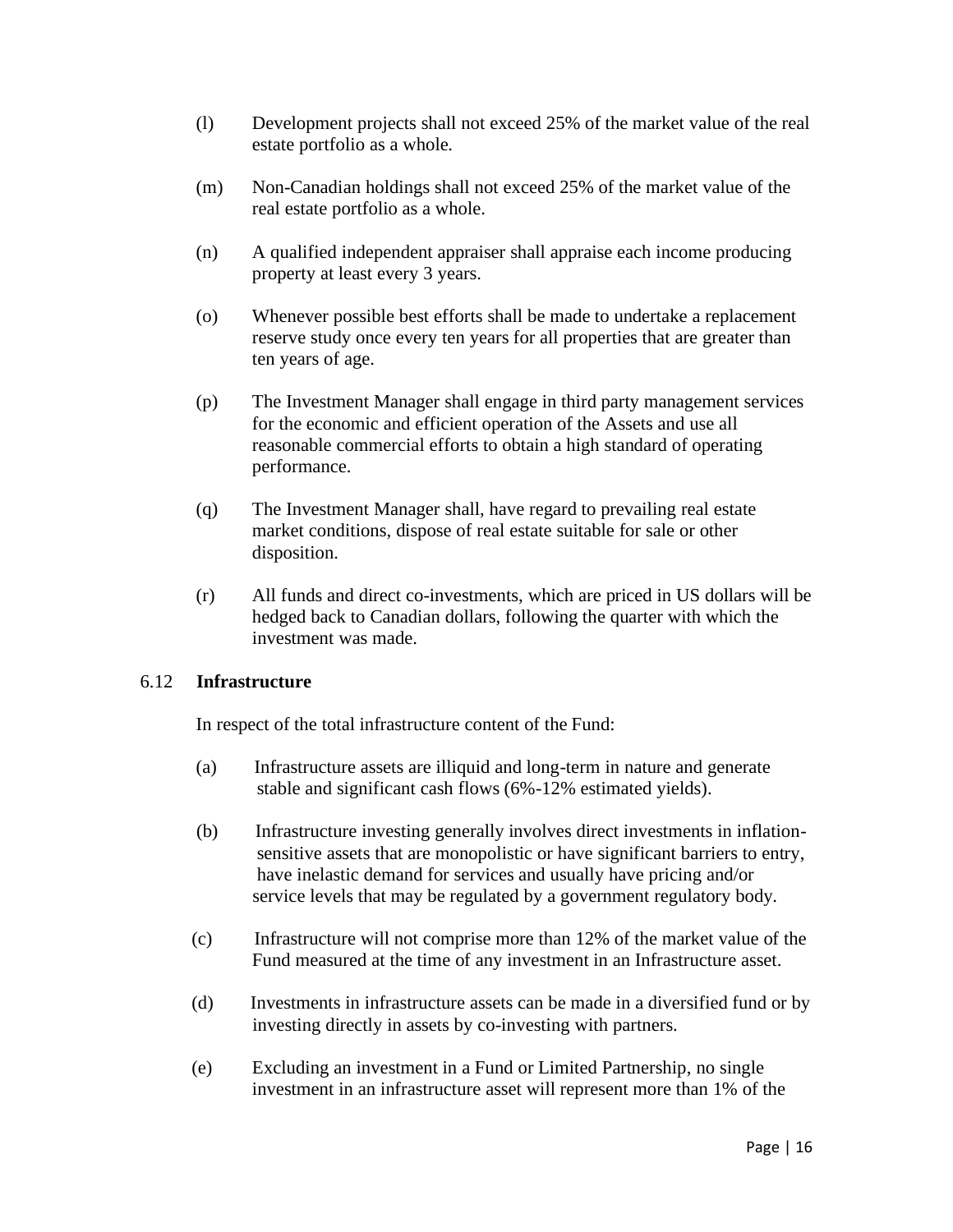(l) Development projects shall not exceed 25% of the market value of the real estate portfolio as a whole.

(m) Non-Canadian holdings shall not exceed 25% of the market value of the real estate portfolio as a whole.

(n) A qualified independent appraiser shall appraise each income producing property at least every 3 years.

(o) Whenever possible best efforts shall be made to undertake a replacement reserve study once every ten years for all properties that are greater than ten years of age.

(p) The Investment Manager shall engage in third party management services for the economic and efficient operation of the Assets and use all reasonable commercial efforts to obtain a high standard of operating performance.

(q) The Investment Manager shall, have regard to prevailing real estate market conditions, dispose of real estate suitable for sale or other disposition.

(r) All funds and direct co-investments, which are priced in US dollars will be hedged back to Canadian dollars, following the quarter with which the investment was made.

### 6.12 **Infrastructure**

In respect of the total infrastructure content of the Fund:

(a) Infrastructure assets are illiquid and long-term in nature and generate stable and significant cash flows (6%-12% estimated yields).

(b) Infrastructure investing generally involves direct investments in inflation-sensitive assets that are monopolistic or have significant barriers to entry, have inelastic demand for services and usually have pricing and/or service levels that may be regulated by a government regulatory body.

(c) Infrastructure will not comprise more than 12% of the market value of the Fund measured at the time of any investment in an Infrastructure asset.

(d) Investments in infrastructure assets can be made in a diversified fund or by investing directly in assets by co-investing with partners.

(e) Excluding an investment in a Fund or Limited Partnership, no single investment in an infrastructure asset will represent more than 1% of the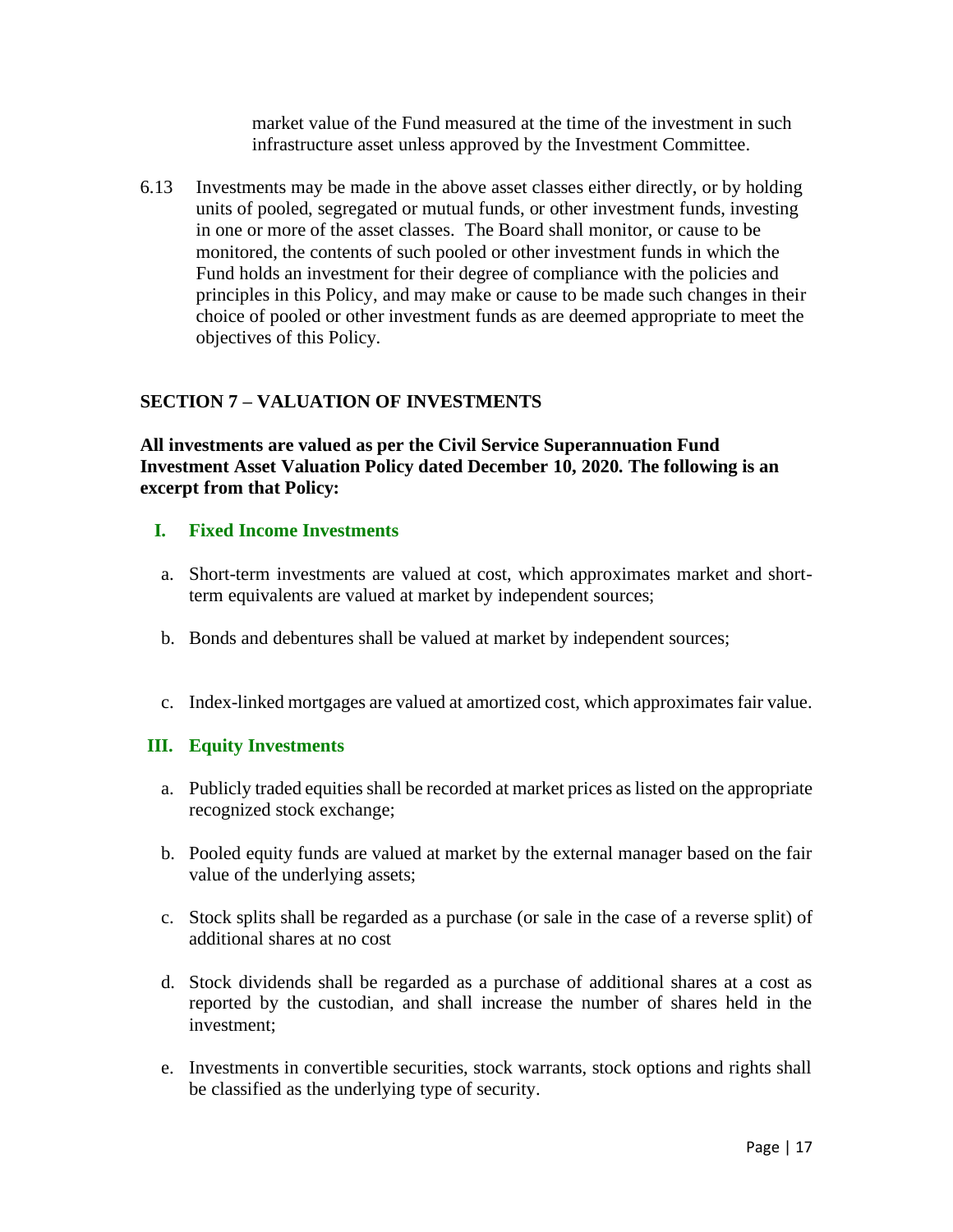market value of the Fund measured at the time of the investment in such infrastructure asset unless approved by the Investment Committee.

6.13 Investments may be made in the above asset classes either directly, or by holding units of pooled, segregated or mutual funds, or other investment funds, investing in one or more of the asset classes. The Board shall monitor, or cause to be monitored, the contents of such pooled or other investment funds in which the Fund holds an investment for their degree of compliance with the policies and principles in this Policy, and may make or cause to be made such changes in their choice of pooled or other investment funds as are deemed appropriate to meet the objectives of this Policy.

## SECTION 7 – VALUATION OF INVESTMENTS

**All investments are valued as per the Civil Service Superannuation Fund Investment Asset Valuation Policy dated December 10, 2020. The following is an excerpt from that Policy:**

### I. Fixed Income Investments

a. Short-term investments are valued at cost, which approximates market and short-term equivalents are valued at market by independent sources;

b. Bonds and debentures shall be valued at market by independent sources;

c. Index-linked mortgages are valued at amortized cost, which approximates fair value.

### III. Equity Investments

a. Publicly traded equities shall be recorded at market prices as listed on the appropriate recognized stock exchange;

b. Pooled equity funds are valued at market by the external manager based on the fair value of the underlying assets;

c. Stock splits shall be regarded as a purchase (or sale in the case of a reverse split) of additional shares at no cost

d. Stock dividends shall be regarded as a purchase of additional shares at a cost as reported by the custodian, and shall increase the number of shares held in the investment;

e. Investments in convertible securities, stock warrants, stock options and rights shall be classified as the underlying type of security.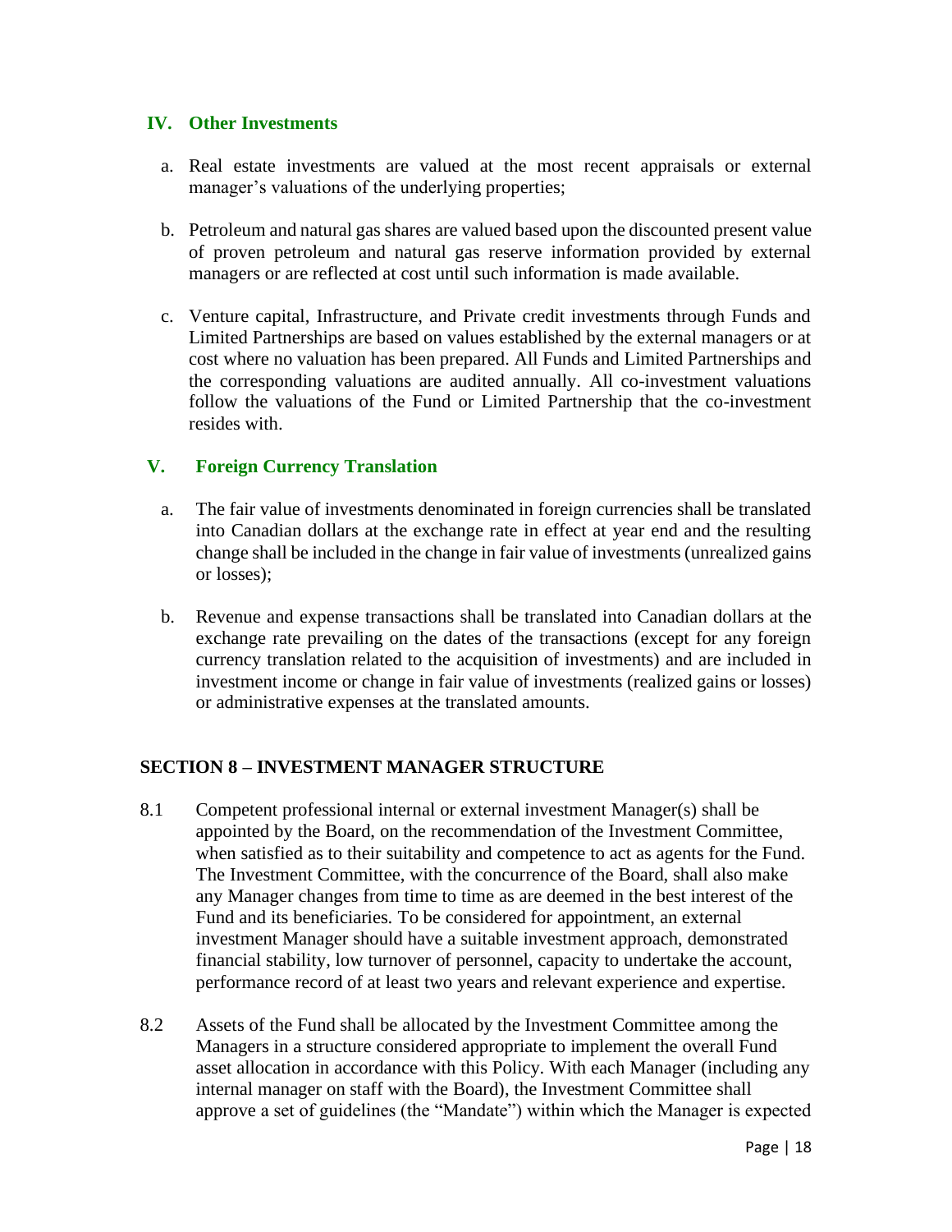### IV. Other Investments

a. Real estate investments are valued at the most recent appraisals or external manager's valuations of the underlying properties;

b. Petroleum and natural gas shares are valued based upon the discounted present value of proven petroleum and natural gas reserve information provided by external managers or are reflected at cost until such information is made available.

c. Venture capital, Infrastructure, and Private credit investments through Funds and Limited Partnerships are based on values established by the external managers or at cost where no valuation has been prepared. All Funds and Limited Partnerships and the corresponding valuations are audited annually. All co-investment valuations follow the valuations of the Fund or Limited Partnership that the co-investment resides with.

### V. Foreign Currency Translation

a. The fair value of investments denominated in foreign currencies shall be translated into Canadian dollars at the exchange rate in effect at year end and the resulting change shall be included in the change in fair value of investments (unrealized gains or losses);

b. Revenue and expense transactions shall be translated into Canadian dollars at the exchange rate prevailing on the dates of the transactions (except for any foreign currency translation related to the acquisition of investments) and are included in investment income or change in fair value of investments (realized gains or losses) or administrative expenses at the translated amounts.

## SECTION 8 – INVESTMENT MANAGER STRUCTURE

8.1 Competent professional internal or external investment Manager(s) shall be appointed by the Board, on the recommendation of the Investment Committee, when satisfied as to their suitability and competence to act as agents for the Fund. The Investment Committee, with the concurrence of the Board, shall also make any Manager changes from time to time as are deemed in the best interest of the Fund and its beneficiaries. To be considered for appointment, an external investment Manager should have a suitable investment approach, demonstrated financial stability, low turnover of personnel, capacity to undertake the account, performance record of at least two years and relevant experience and expertise.

8.2 Assets of the Fund shall be allocated by the Investment Committee among the Managers in a structure considered appropriate to implement the overall Fund asset allocation in accordance with this Policy. With each Manager (including any internal manager on staff with the Board), the Investment Committee shall approve a set of guidelines (the "Mandate") within which the Manager is expected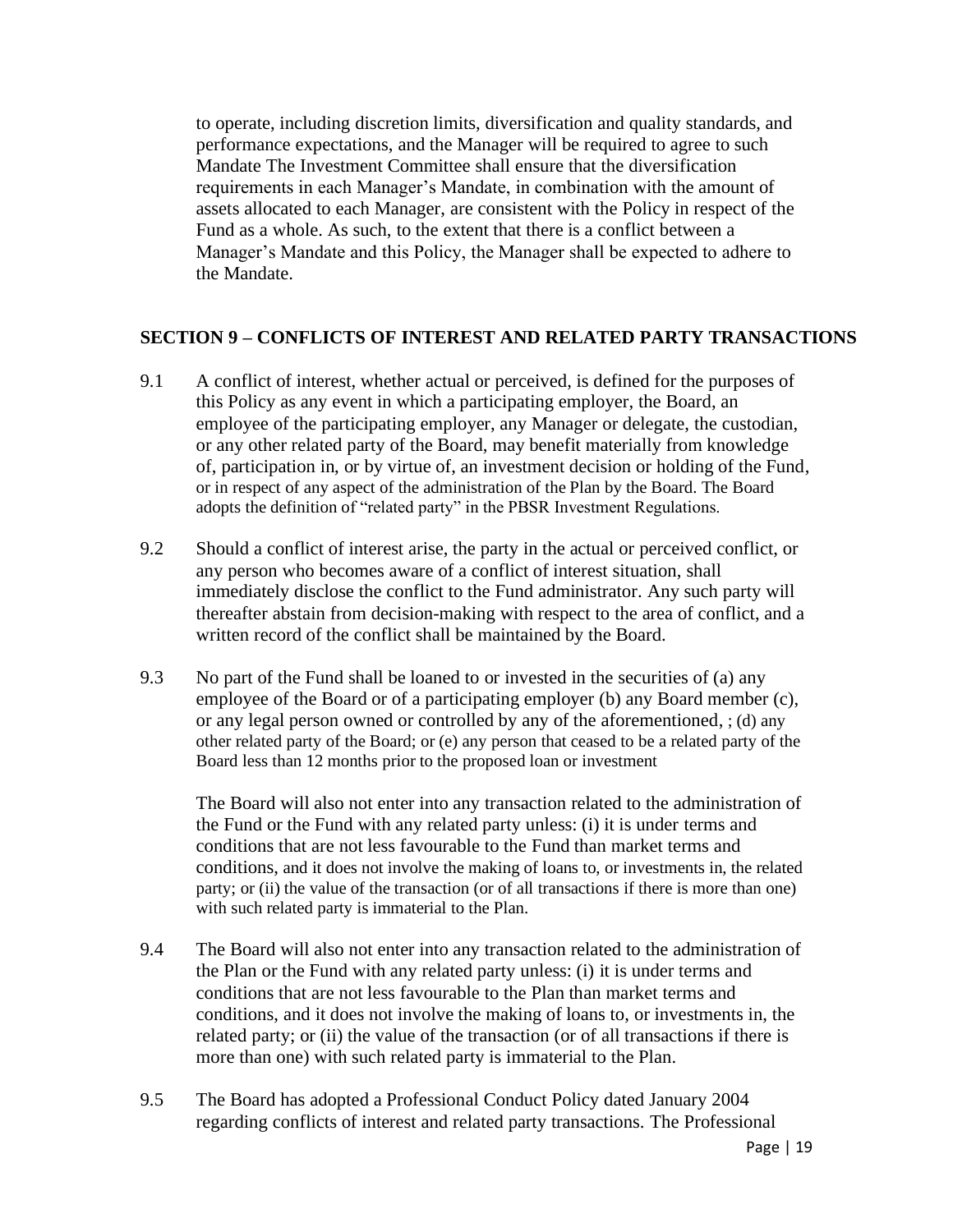to operate, including discretion limits, diversification and quality standards, and performance expectations, and the Manager will be required to agree to such Mandate The Investment Committee shall ensure that the diversification requirements in each Manager's Mandate, in combination with the amount of assets allocated to each Manager, are consistent with the Policy in respect of the Fund as a whole. As such, to the extent that there is a conflict between a Manager's Mandate and this Policy, the Manager shall be expected to adhere to the Mandate.

## SECTION 9 – CONFLICTS OF INTEREST AND RELATED PARTY TRANSACTIONS

9.1 A conflict of interest, whether actual or perceived, is defined for the purposes of this Policy as any event in which a participating employer, the Board, an employee of the participating employer, any Manager or delegate, the custodian, or any other related party of the Board, may benefit materially from knowledge of, participation in, or by virtue of, an investment decision or holding of the Fund, or in respect of any aspect of the administration of the Plan by the Board. The Board adopts the definition of "related party" in the PBSR Investment Regulations.

9.2 Should a conflict of interest arise, the party in the actual or perceived conflict, or any person who becomes aware of a conflict of interest situation, shall immediately disclose the conflict to the Fund administrator. Any such party will thereafter abstain from decision-making with respect to the area of conflict, and a written record of the conflict shall be maintained by the Board.

9.3 No part of the Fund shall be loaned to or invested in the securities of (a) any employee of the Board or of a participating employer (b) any Board member (c), or any legal person owned or controlled by any of the aforementioned, ; (d) any other related party of the Board; or (e) any person that ceased to be a related party of the Board less than 12 months prior to the proposed loan or investment

The Board will also not enter into any transaction related to the administration of the Fund or the Fund with any related party unless: (i) it is under terms and conditions that are not less favourable to the Fund than market terms and conditions, and it does not involve the making of loans to, or investments in, the related party; or (ii) the value of the transaction (or of all transactions if there is more than one) with such related party is immaterial to the Plan.

9.4 The Board will also not enter into any transaction related to the administration of the Plan or the Fund with any related party unless: (i) it is under terms and conditions that are not less favourable to the Plan than market terms and conditions, and it does not involve the making of loans to, or investments in, the related party; or (ii) the value of the transaction (or of all transactions if there is more than one) with such related party is immaterial to the Plan.

9.5 The Board has adopted a Professional Conduct Policy dated January 2004 regarding conflicts of interest and related party transactions. The Professional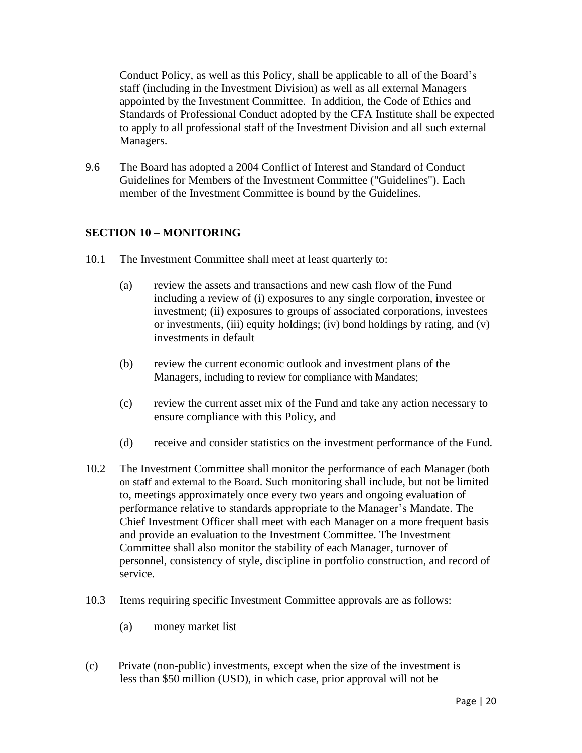Conduct Policy, as well as this Policy, shall be applicable to all of the Board's staff (including in the Investment Division) as well as all external Managers appointed by the Investment Committee. In addition, the Code of Ethics and Standards of Professional Conduct adopted by the CFA Institute shall be expected to apply to all professional staff of the Investment Division and all such external Managers.

9.6 The Board has adopted a 2004 Conflict of Interest and Standard of Conduct Guidelines for Members of the Investment Committee ("Guidelines"). Each member of the Investment Committee is bound by the Guidelines.

## SECTION 10 – MONITORING

10.1 The Investment Committee shall meet at least quarterly to:

(a) review the assets and transactions and new cash flow of the Fund including a review of (i) exposures to any single corporation, investee or investment; (ii) exposures to groups of associated corporations, investees or investments, (iii) equity holdings; (iv) bond holdings by rating, and (v) investments in default

(b) review the current economic outlook and investment plans of the Managers, including to review for compliance with Mandates;

(c) review the current asset mix of the Fund and take any action necessary to ensure compliance with this Policy, and

(d) receive and consider statistics on the investment performance of the Fund.

10.2 The Investment Committee shall monitor the performance of each Manager (both on staff and external to the Board. Such monitoring shall include, but not be limited to, meetings approximately once every two years and ongoing evaluation of performance relative to standards appropriate to the Manager's Mandate. The Chief Investment Officer shall meet with each Manager on a more frequent basis and provide an evaluation to the Investment Committee. The Investment Committee shall also monitor the stability of each Manager, turnover of personnel, consistency of style, discipline in portfolio construction, and record of service.

10.3 Items requiring specific Investment Committee approvals are as follows:

(a) money market list

(c) Private (non-public) investments, except when the size of the investment is less than $50 million (USD), in which case, prior approval will not be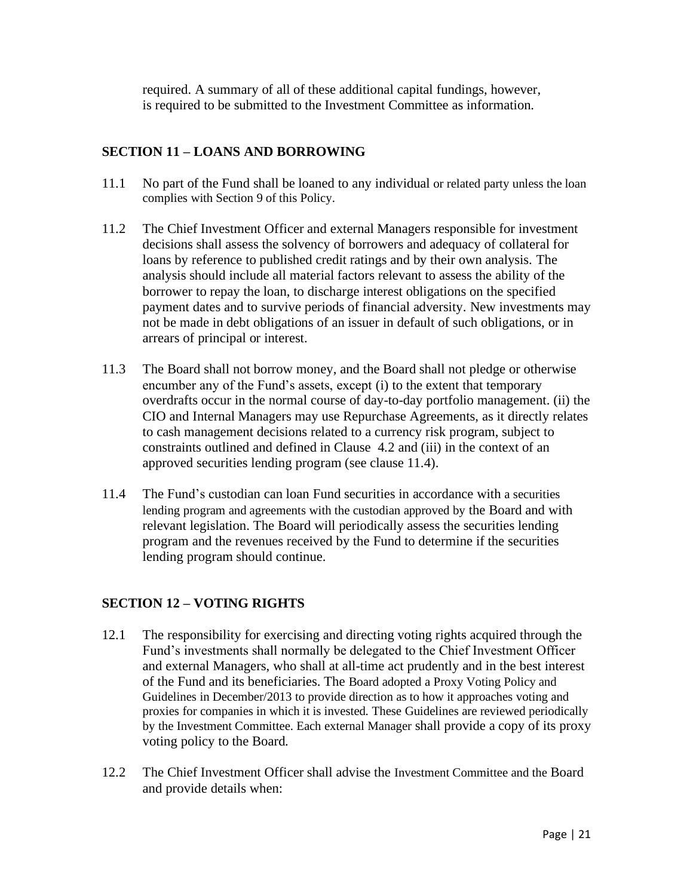required. A summary of all of these additional capital fundings, however, is required to be submitted to the Investment Committee as information.

## SECTION 11 – LOANS AND BORROWING

11.1 No part of the Fund shall be loaned to any individual or related party unless the loan complies with Section 9 of this Policy.

11.2 The Chief Investment Officer and external Managers responsible for investment decisions shall assess the solvency of borrowers and adequacy of collateral for loans by reference to published credit ratings and by their own analysis. The analysis should include all material factors relevant to assess the ability of the borrower to repay the loan, to discharge interest obligations on the specified payment dates and to survive periods of financial adversity. New investments may not be made in debt obligations of an issuer in default of such obligations, or in arrears of principal or interest.

11.3 The Board shall not borrow money, and the Board shall not pledge or otherwise encumber any of the Fund's assets, except (i) to the extent that temporary overdrafts occur in the normal course of day-to-day portfolio management. (ii) the CIO and Internal Managers may use Repurchase Agreements, as it directly relates to cash management decisions related to a currency risk program, subject to constraints outlined and defined in Clause 4.2 and (iii) in the context of an approved securities lending program (see clause 11.4).

11.4 The Fund's custodian can loan Fund securities in accordance with a securities lending program and agreements with the custodian approved by the Board and with relevant legislation. The Board will periodically assess the securities lending program and the revenues received by the Fund to determine if the securities lending program should continue.

## SECTION 12 – VOTING RIGHTS

12.1 The responsibility for exercising and directing voting rights acquired through the Fund's investments shall normally be delegated to the Chief Investment Officer and external Managers, who shall at all-time act prudently and in the best interest of the Fund and its beneficiaries. The Board adopted a Proxy Voting Policy and Guidelines in December/2013 to provide direction as to how it approaches voting and proxies for companies in which it is invested. These Guidelines are reviewed periodically by the Investment Committee. Each external Manager shall provide a copy of its proxy voting policy to the Board.

12.2 The Chief Investment Officer shall advise the Investment Committee and the Board and provide details when: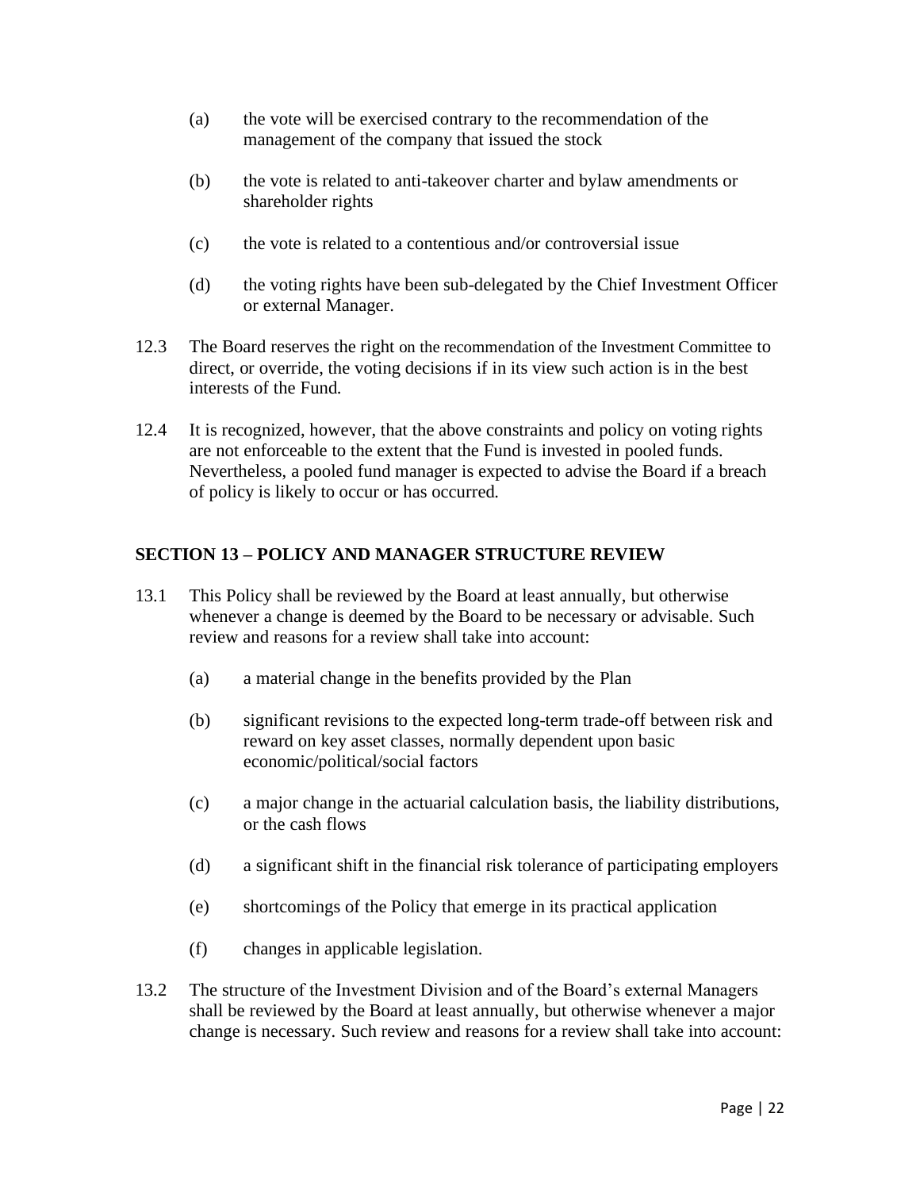(a) the vote will be exercised contrary to the recommendation of the management of the company that issued the stock

(b) the vote is related to anti-takeover charter and bylaw amendments or shareholder rights

(c) the vote is related to a contentious and/or controversial issue

(d) the voting rights have been sub-delegated by the Chief Investment Officer or external Manager.

12.3 The Board reserves the right on the recommendation of the Investment Committee to direct, or override, the voting decisions if in its view such action is in the best interests of the Fund.

12.4 It is recognized, however, that the above constraints and policy on voting rights are not enforceable to the extent that the Fund is invested in pooled funds. Nevertheless, a pooled fund manager is expected to advise the Board if a breach of policy is likely to occur or has occurred.

## SECTION 13 – POLICY AND MANAGER STRUCTURE REVIEW

13.1 This Policy shall be reviewed by the Board at least annually, but otherwise whenever a change is deemed by the Board to be necessary or advisable. Such review and reasons for a review shall take into account:

(a) a material change in the benefits provided by the Plan

(b) significant revisions to the expected long-term trade-off between risk and reward on key asset classes, normally dependent upon basic economic/political/social factors

(c) a major change in the actuarial calculation basis, the liability distributions, or the cash flows

(d) a significant shift in the financial risk tolerance of participating employers

(e) shortcomings of the Policy that emerge in its practical application

(f) changes in applicable legislation.

13.2 The structure of the Investment Division and of the Board's external Managers shall be reviewed by the Board at least annually, but otherwise whenever a major change is necessary. Such review and reasons for a review shall take into account: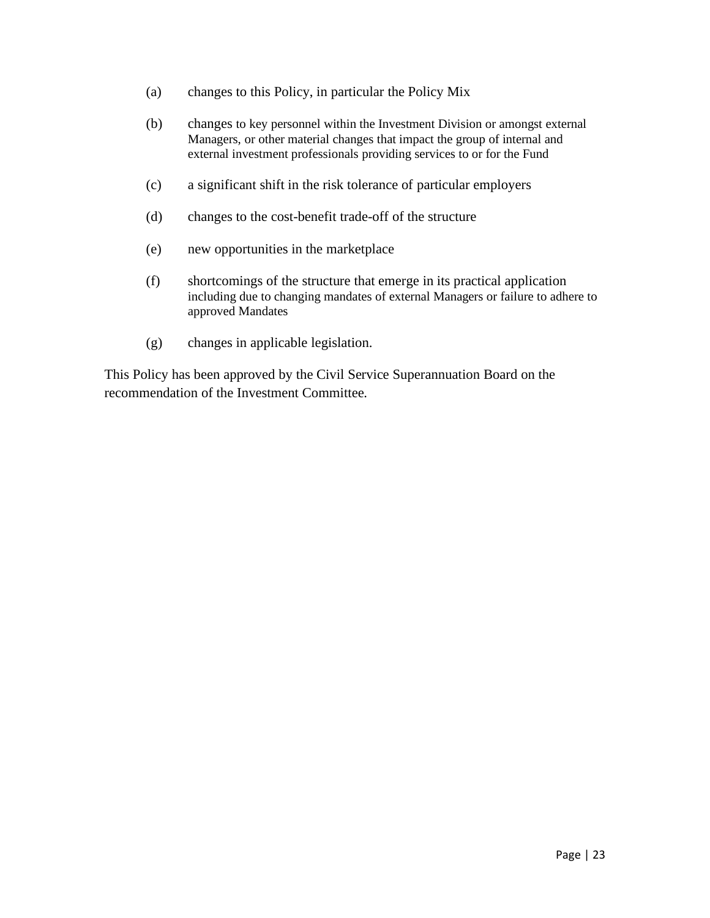(a) changes to this Policy, in particular the Policy Mix

(b) changes to key personnel within the Investment Division or amongst external Managers, or other material changes that impact the group of internal and external investment professionals providing services to or for the Fund

(c) a significant shift in the risk tolerance of particular employers

(d) changes to the cost-benefit trade-off of the structure

(e) new opportunities in the marketplace

(f) shortcomings of the structure that emerge in its practical application including due to changing mandates of external Managers or failure to adhere to approved Mandates

(g) changes in applicable legislation.

This Policy has been approved by the Civil Service Superannuation Board on the recommendation of the Investment Committee.